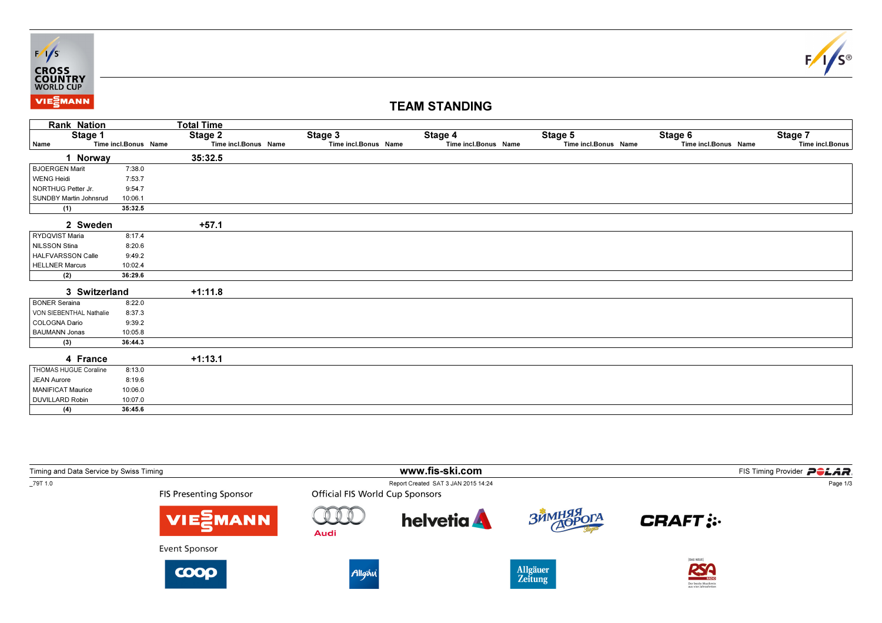FIS CROSS COUNTRY WORLD CUP

# TEAM STANDING

| Rank Nation | | Total Time |
|---|---|---|
| Name | Stage 1 Time incl.Bonus | |
| **1 Norway** | | **35:32.5** |
| BJOERGEN Marit | 7:38.0 | |
| WENG Heidi | 7:53.7 | |
| NORTHUG Petter Jr. | 9:54.7 | |
| SUNDBY Martin Johnsrud | 10:06.1 | |
| (1) | 35:32.5 | |
| **2 Sweden** | | **+57.1** |
| RYDQVIST Maria | 8:17.4 | |
| NILSSON Stina | 8:20.6 | |
| HALFVARSSON Calle | 9:49.2 | |
| HELLNER Marcus | 10:02.4 | |
| (2) | 36:29.6 | |
| **3 Switzerland** | | **+1:11.8** |
| BONER Seraina | 8:22.0 | |
| VON SIEBENTHAL Nathalie | 8:37.3 | |
| COLOGNA Dario | 9:39.2 | |
| BAUMANN Jonas | 10:05.8 | |
| (3) | 36:44.3 | |
| **4 France** | | **+1:13.1** |
| THOMAS HUGUE Coraline | 8:13.0 | |
| JEAN Aurore | 8:19.6 | |
| MANIFICAT Maurice | 10:06.0 | |
| DUVILLARD Robin | 10:07.0 | |
| (4) | 36:45.6 | |

Stage 2 – Stage 7 (Name / Time incl.Bonus): no data.

Timing and Data Service by Swiss Timing — www.fis-ski.com — FIS Timing Provider POLAR

_79T 1.0 — Report Created SAT 3 JAN 2015 14:24

FIS Presenting Sponsor: VIESSMANN

Official FIS World Cup Sponsors: Audi, helvetia, Зимняя Дорога, CRAFT

Event Sponsor: coop, Allgäu, Allgäuer Zeitung, RSA Radio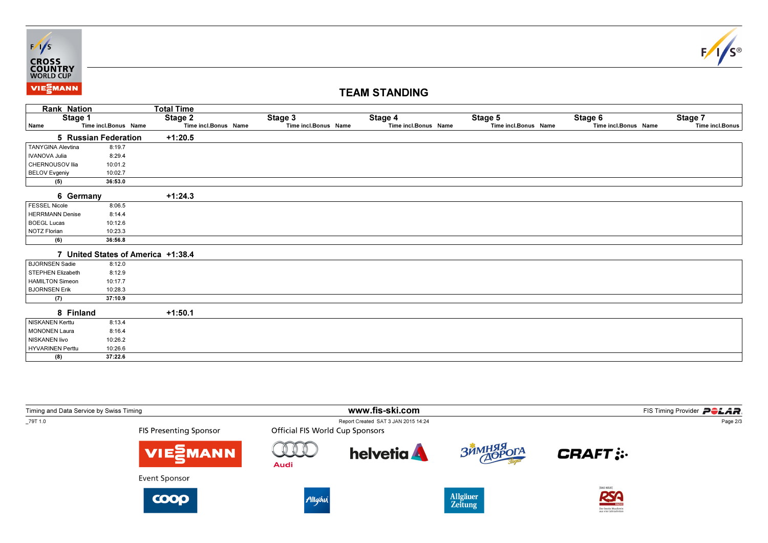## TEAM STANDING

| Rank | Nation | Total Time |
|---|---|---|
| 5 | Russian Federation | +1:20.5 |
| 6 | Germany | +1:24.3 |
| 7 | United States of America | +1:38.4 |
| 8 | Finland | +1:50.1 |

### 5 Russian Federation +1:20.5

| Stage 1 Name | Time incl.Bonus | Stage 2 Name | Time incl.Bonus | Stage 3 Name | Time incl.Bonus | Stage 4 Name | Time incl.Bonus | Stage 5 Name | Time incl.Bonus | Stage 6 Name | Time incl.Bonus | Stage 7 Name | Time incl.Bonus |
|---|---|---|---|---|---|---|---|---|---|---|---|---|---|
| TANYGINA Alevtina | 8:19.7 | | | | | | | | | | | | |
| IVANOVA Julia | 8:29.4 | | | | | | | | | | | | |
| CHERNOUSOV Ilia | 10:01.2 | | | | | | | | | | | | |
| BELOV Evgeniy | 10:02.7 | | | | | | | | | | | | |
| **(5)** | **36:53.0** | | | | | | | | | | | | |

### 6 Germany +1:24.3

| Stage 1 Name | Time incl.Bonus | Stage 2 Name | Time incl.Bonus | Stage 3 Name | Time incl.Bonus | Stage 4 Name | Time incl.Bonus | Stage 5 Name | Time incl.Bonus | Stage 6 Name | Time incl.Bonus | Stage 7 Name | Time incl.Bonus |
|---|---|---|---|---|---|---|---|---|---|---|---|---|---|
| FESSEL Nicole | 8:06.5 | | | | | | | | | | | | |
| HERRMANN Denise | 8:14.4 | | | | | | | | | | | | |
| BOEGL Lucas | 10:12.6 | | | | | | | | | | | | |
| NOTZ Florian | 10:23.3 | | | | | | | | | | | | |
| **(6)** | **36:56.8** | | | | | | | | | | | | |

### 7 United States of America +1:38.4

| Stage 1 Name | Time incl.Bonus | Stage 2 Name | Time incl.Bonus | Stage 3 Name | Time incl.Bonus | Stage 4 Name | Time incl.Bonus | Stage 5 Name | Time incl.Bonus | Stage 6 Name | Time incl.Bonus | Stage 7 Name | Time incl.Bonus |
|---|---|---|---|---|---|---|---|---|---|---|---|---|---|
| BJORNSEN Sadie | 8:12.0 | | | | | | | | | | | | |
| STEPHEN Elizabeth | 8:12.9 | | | | | | | | | | | | |
| HAMILTON Simeon | 10:17.7 | | | | | | | | | | | | |
| BJORNSEN Erik | 10:28.3 | | | | | | | | | | | | |
| **(7)** | **37:10.9** | | | | | | | | | | | | |

### 8 Finland +1:50.1

| Stage 1 Name | Time incl.Bonus | Stage 2 Name | Time incl.Bonus | Stage 3 Name | Time incl.Bonus | Stage 4 Name | Time incl.Bonus | Stage 5 Name | Time incl.Bonus | Stage 6 Name | Time incl.Bonus | Stage 7 Name | Time incl.Bonus |
|---|---|---|---|---|---|---|---|---|---|---|---|---|---|
| NISKANEN Kerttu | 8:13.4 | | | | | | | | | | | | |
| MONONEN Laura | 8:16.4 | | | | | | | | | | | | |
| NISKANEN Iivo | 10:26.2 | | | | | | | | | | | | |
| HYVARINEN Perttu | 10:26.6 | | | | | | | | | | | | |
| **(8)** | **37:22.6** | | | | | | | | | | | | |

Timing and Data Service by Swiss Timing | www.fis-ski.com | FIS Timing Provider POLAR

_79T 1.0 | Report Created SAT 3 JAN 2015 14:24

FIS Presenting Sponsor: VIESSMANN

Official FIS World Cup Sponsors: Audi, helvetia, Зимняя Дорога, CRAFT

Event Sponsor: coop, Allgäu, Allgäuer Zeitung, RSA Radio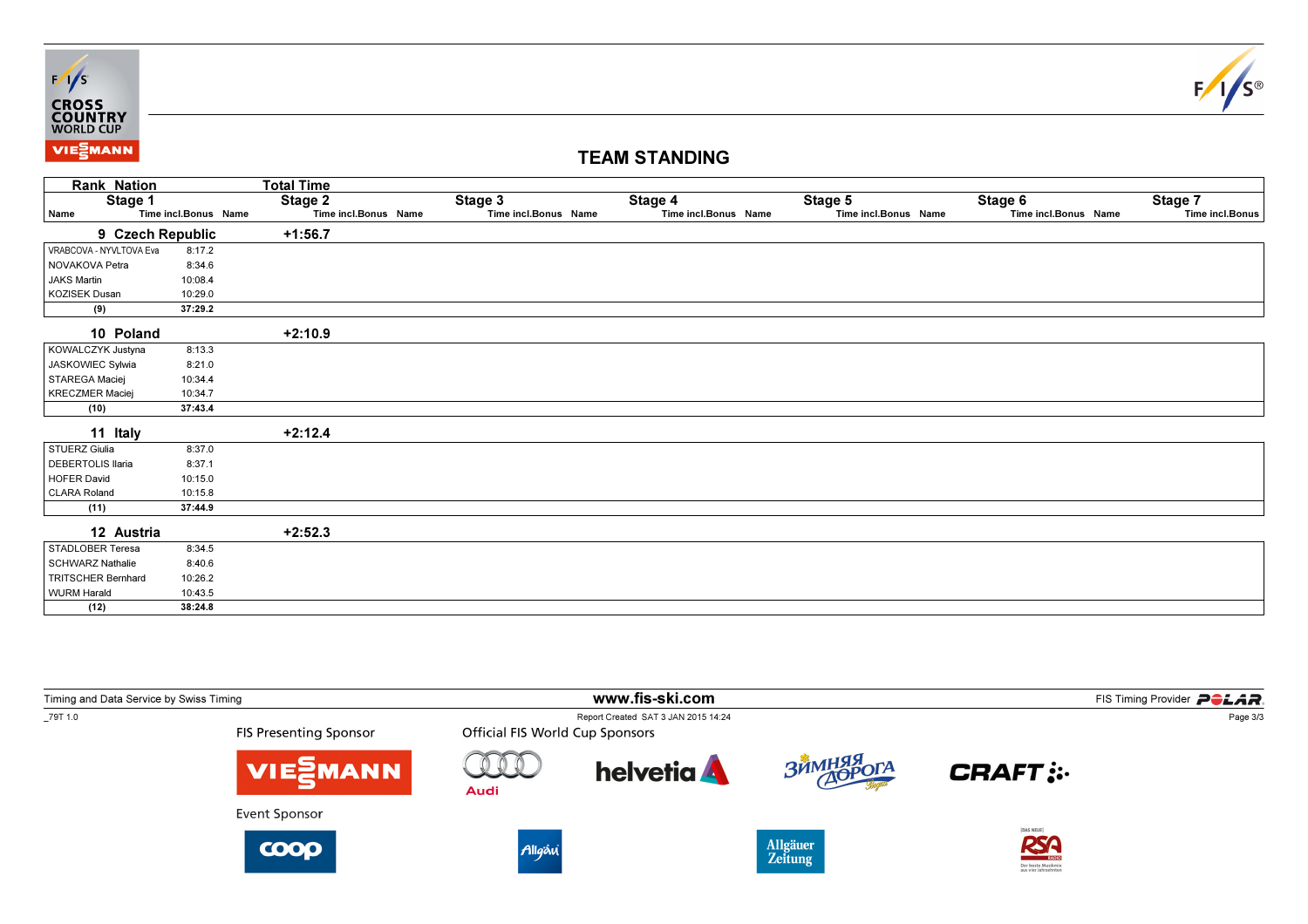# TEAM STANDING

| Rank Nation | | Total Time | | | | | | | | | | | |
|---|---|---|---|---|---|---|---|---|---|---|---|---|---|
| Stage 1 | | Stage 2 | | Stage 3 | | Stage 4 | | Stage 5 | | Stage 6 | | Stage 7 | |
| Name | Time incl.Bonus | Name | Time incl.Bonus | Name | Time incl.Bonus | Name | Time incl.Bonus | Name | Time incl.Bonus | Name | Time incl.Bonus | Name | Time incl.Bonus |
| **9 Czech Republic** | | **+1:56.7** | | | | | | | | | | | |
| VRABCOVA - NYVLTOVA Eva | 8:17.2 | | | | | | | | | | | | |
| NOVAKOVA Petra | 8:34.6 | | | | | | | | | | | | |
| JAKS Martin | 10:08.4 | | | | | | | | | | | | |
| KOZISEK Dusan | 10:29.0 | | | | | | | | | | | | |
| **(9)** | **37:29.2** | | | | | | | | | | | | |
| **10 Poland** | | **+2:10.9** | | | | | | | | | | | |
| KOWALCZYK Justyna | 8:13.3 | | | | | | | | | | | | |
| JASKOWIEC Sylwia | 8:21.0 | | | | | | | | | | | | |
| STAREGA Maciej | 10:34.4 | | | | | | | | | | | | |
| KRECZMER Maciej | 10:34.7 | | | | | | | | | | | | |
| **(10)** | **37:43.4** | | | | | | | | | | | | |
| **11 Italy** | | **+2:12.4** | | | | | | | | | | | |
| STUERZ Giulia | 8:37.0 | | | | | | | | | | | | |
| DEBERTOLIS Ilaria | 8:37.1 | | | | | | | | | | | | |
| HOFER David | 10:15.0 | | | | | | | | | | | | |
| CLARA Roland | 10:15.8 | | | | | | | | | | | | |
| **(11)** | **37:44.9** | | | | | | | | | | | | |
| **12 Austria** | | **+2:52.3** | | | | | | | | | | | |
| STADLOBER Teresa | 8:34.5 | | | | | | | | | | | | |
| SCHWARZ Nathalie | 8:40.6 | | | | | | | | | | | | |
| TRITSCHER Bernhard | 10:26.2 | | | | | | | | | | | | |
| WURM Harald | 10:43.5 | | | | | | | | | | | | |
| **(12)** | **38:24.8** | | | | | | | | | | | | |

Timing and Data Service by Swiss Timing

www.fis-ski.com

FIS Timing Provider POLAR

_79T 1.0

Report Created SAT 3 JAN 2015 14:24

FIS Presenting Sponsor

Official FIS World Cup Sponsors

Event Sponsor